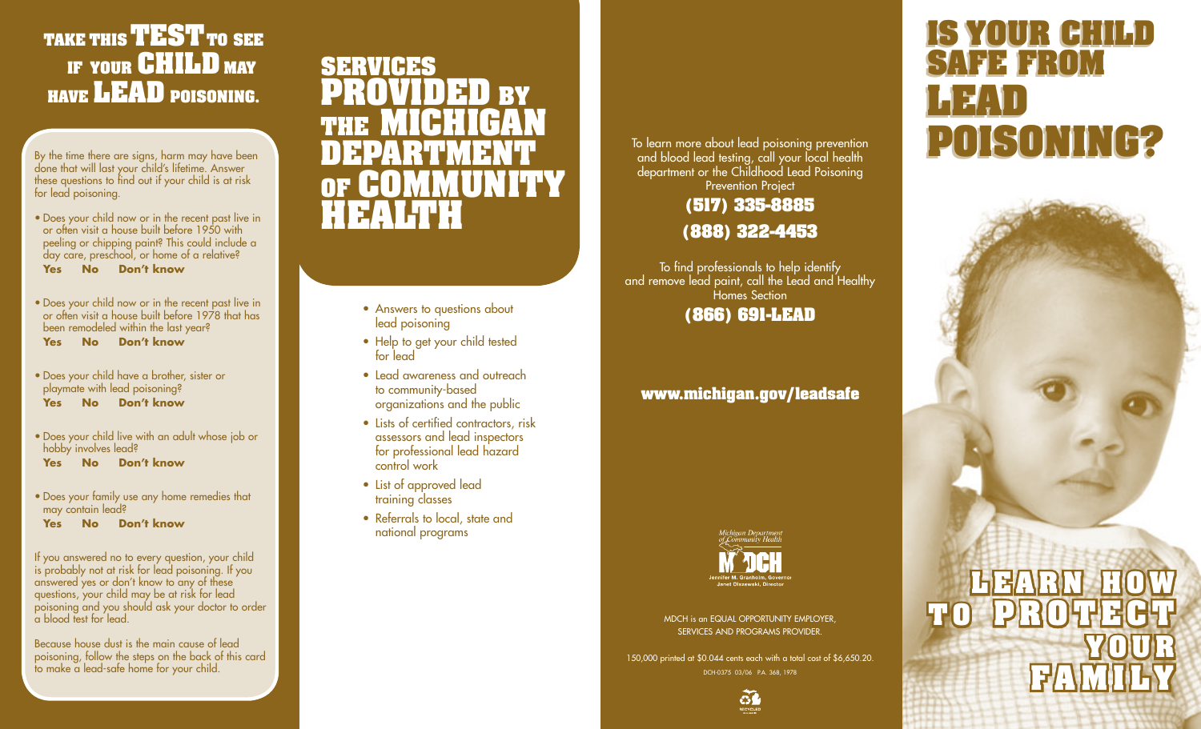# TAKE THIS TEST TO SEE IF YOUR CHILD MAY HAVE LEAD POISONING.

By the time there are signs, harm may have been done that will last your child's lifetime. Answer these questions to find out if your child is at risk for lead poisoning.

- Does your child now or in the recent past live in or often visit a house built before 1950 with peeling or chipping paint? This could include a day care, preschool, or home of a relative?
  **Yes No Don't know**

- Does your child now or in the recent past live in or often visit a house built before 1978 that has been remodeled within the last year?
  **Yes No Don't know**

- Does your child have a brother, sister or playmate with lead poisoning?
  **Yes No Don't know**

- Does your child live with an adult whose job or hobby involves lead?
  **Yes No Don't know**

- Does your family use any home remedies that may contain lead?
  **Yes No Don't know**

If you answered no to every question, your child is probably not at risk for lead poisoning. If you answered yes or don't know to any of these questions, your child may be at risk for lead poisoning and you should ask your doctor to order a blood test for lead.

Because house dust is the main cause of lead poisoning, follow the steps on the back of this card to make a lead-safe home for your child.

# SERVICES PROVIDED BY THE MICHIGAN DEPARTMENT OF COMMUNITY HEALTH

- Answers to questions about lead poisoning
- Help to get your child tested for lead
- Lead awareness and outreach to community-based organizations and the public
- Lists of certified contractors, risk assessors and lead inspectors for professional lead hazard control work
- List of approved lead training classes
- Referrals to local, state and national programs

To learn more about lead poisoning prevention and blood lead testing, call your local health department or the Childhood Lead Poisoning Prevention Project

**(517) 335-8885**

**(888) 322-4453**

To find professionals to help identify and remove lead paint, call the Lead and Healthy Homes Section

**(866) 691-LEAD**

**www.michigan.gov/leadsafe**

Michigan Department of Community Health
MDCH
Jennifer M. Granholm, Governor
Janet Olszewski, Director

MDCH is an EQUAL OPPORTUNITY EMPLOYER, SERVICES AND PROGRAMS PROVIDER.

150,000 printed at $0.044 cents each with a total cost of $6,650.20.

DCH-0375 03/06 P.A. 368, 1978

RECYCLED

# IS YOUR CHILD SAFE FROM LEAD POISONING?

## LEARN HOW TO PROTECT YOUR FAMILY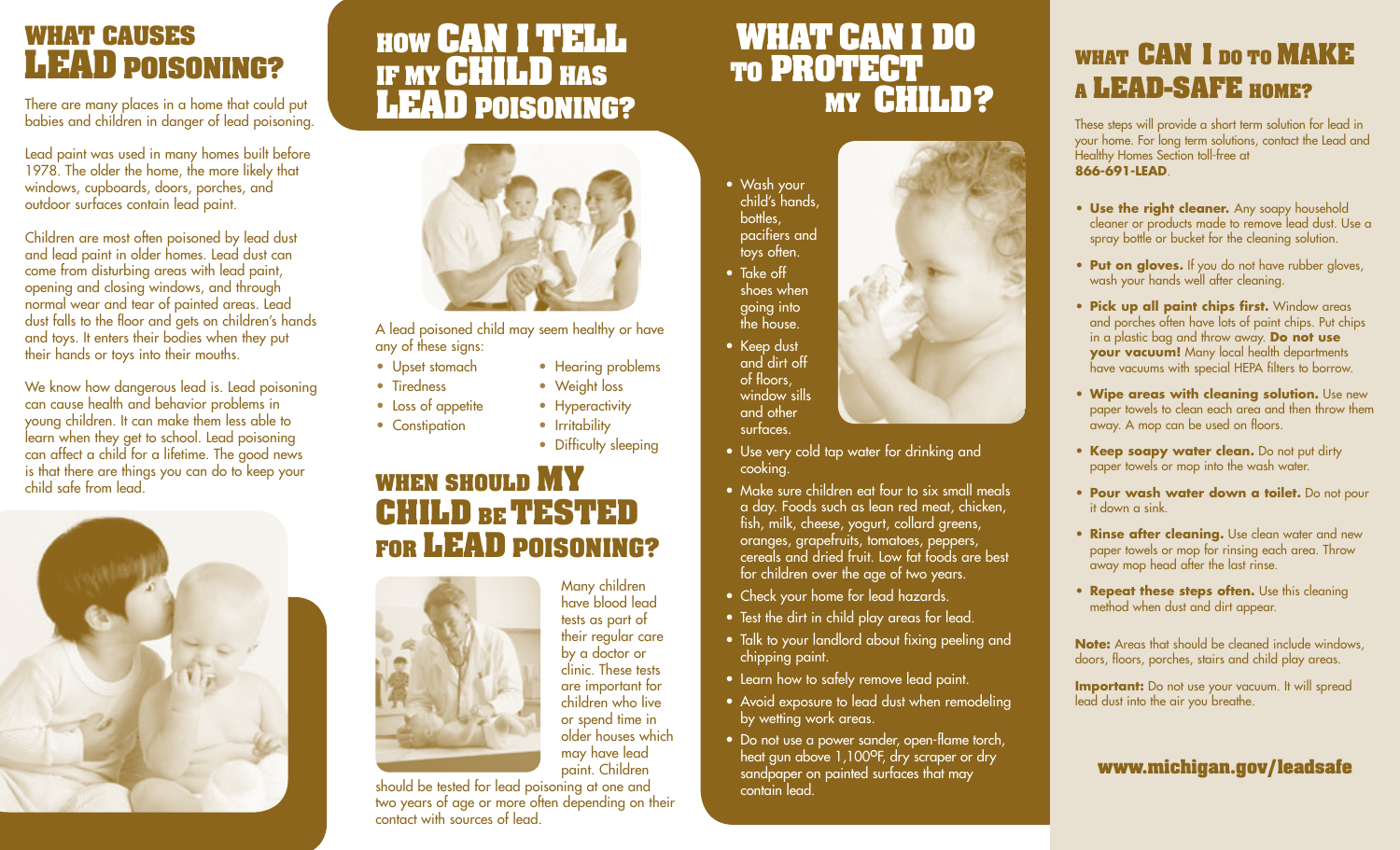## WHAT CAUSES LEAD POISONING?

There are many places in a home that could put babies and children in danger of lead poisoning.

Lead paint was used in many homes built before 1978. The older the home, the more likely that windows, cupboards, doors, porches, and outdoor surfaces contain lead paint.

Children are most often poisoned by lead dust and lead paint in older homes. Lead dust can come from disturbing areas with lead paint, opening and closing windows, and through normal wear and tear of painted areas. Lead dust falls to the floor and gets on children's hands and toys. It enters their bodies when they put their hands or toys into their mouths.

We know how dangerous lead is. Lead poisoning can cause health and behavior problems in young children. It can make them less able to learn when they get to school. Lead poisoning can affect a child for a lifetime. The good news is that there are things you can do to keep your child safe from lead.

## HOW CAN I TELL IF MY CHILD HAS LEAD POISONING?

A lead poisoned child may seem healthy or have any of these signs:

- Upset stomach
- Tiredness
- Loss of appetite
- Constipation
- Hearing problems
- Weight loss
- Hyperactivity
- Irritability
- Difficulty sleeping

## WHEN SHOULD MY CHILD BE TESTED FOR LEAD POISONING?

Many children have blood lead tests as part of their regular care by a doctor or clinic. These tests are important for children who live or spend time in older houses which may have lead paint. Children should be tested for lead poisoning at one and two years of age or more often depending on their contact with sources of lead.

## WHAT CAN I DO TO PROTECT MY CHILD?

- Wash your child's hands, bottles, pacifiers and toys often.
- Take off shoes when going into the house.
- Keep dust and dirt off of floors, window sills and other surfaces.
- Use very cold tap water for drinking and cooking.
- Make sure children eat four to six small meals a day. Foods such as lean red meat, chicken, fish, milk, cheese, yogurt, collard greens, oranges, grapefruits, tomatoes, peppers, cereals and dried fruit. Low fat foods are best for children over the age of two years.
- Check your home for lead hazards.
- Test the dirt in child play areas for lead.
- Talk to your landlord about fixing peeling and chipping paint.
- Learn how to safely remove lead paint.
- Avoid exposure to lead dust when remodeling by wetting work areas.
- Do not use a power sander, open-flame torch, heat gun above 1,100ºF, dry scraper or dry sandpaper on painted surfaces that may contain lead.

## WHAT CAN I DO TO MAKE A LEAD-SAFE HOME?

These steps will provide a short term solution for lead in your home. For long term solutions, contact the Lead and Healthy Homes Section toll-free at **866-691-LEAD**.

- **Use the right cleaner.** Any soapy household cleaner or products made to remove lead dust. Use a spray bottle or bucket for the cleaning solution.
- **Put on gloves.** If you do not have rubber gloves, wash your hands well after cleaning.
- **Pick up all paint chips first.** Window areas and porches often have lots of paint chips. Put chips in a plastic bag and throw away. **Do not use your vacuum!** Many local health departments have vacuums with special HEPA filters to borrow.
- **Wipe areas with cleaning solution.** Use new paper towels to clean each area and then throw them away. A mop can be used on floors.
- **Keep soapy water clean.** Do not put dirty paper towels or mop into the wash water.
- **Pour wash water down a toilet.** Do not pour it down a sink.
- **Rinse after cleaning.** Use clean water and new paper towels or mop for rinsing each area. Throw away mop head after the last rinse.
- **Repeat these steps often.** Use this cleaning method when dust and dirt appear.

**Note:** Areas that should be cleaned include windows, doors, floors, porches, stairs and child play areas.

**Important:** Do not use your vacuum. It will spread lead dust into the air you breathe.

**www.michigan.gov/leadsafe**